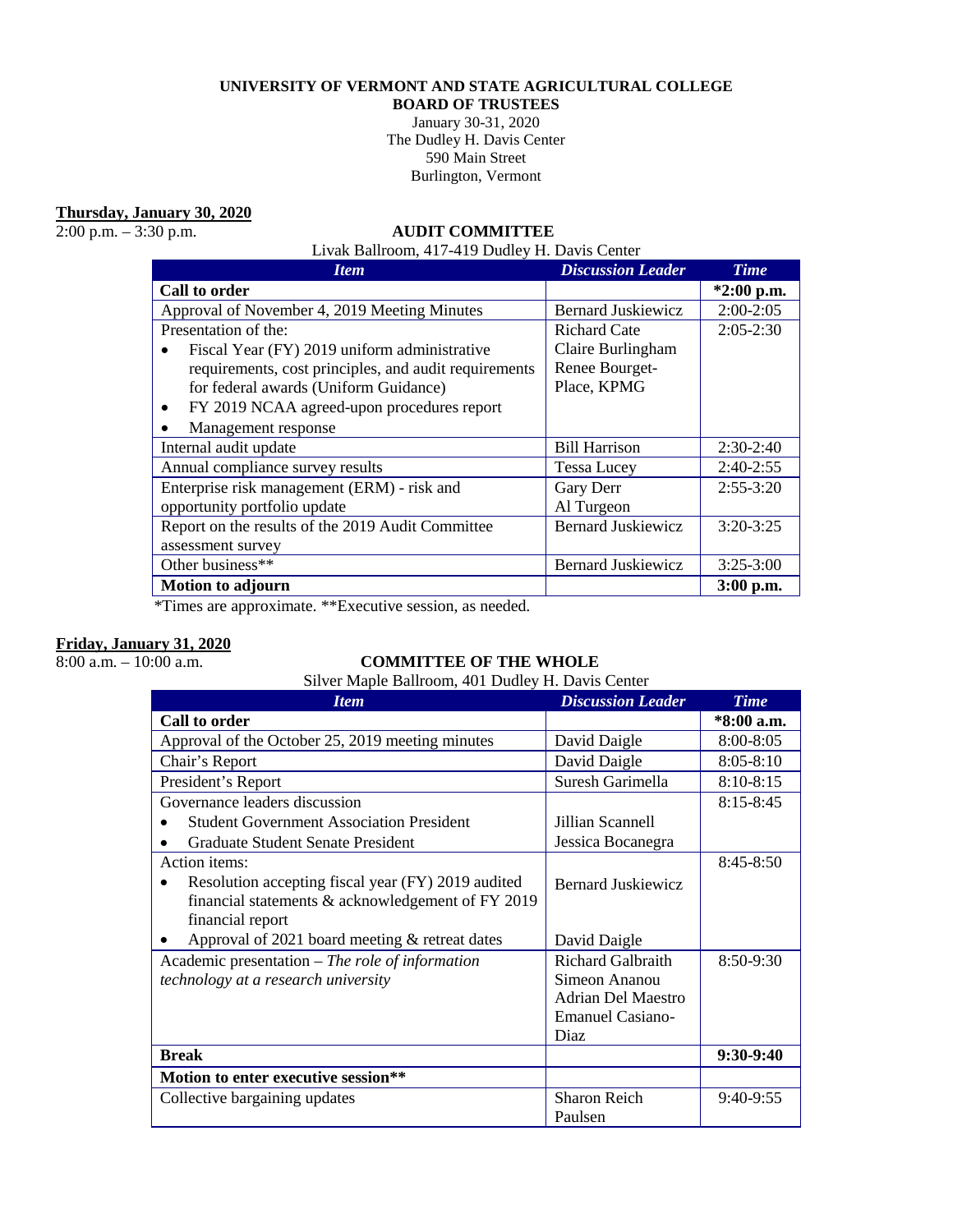**UNIVERSITY OF VERMONT AND STATE AGRICULTURAL COLLEGE**
**BOARD OF TRUSTEES**
January 30-31, 2020
The Dudley H. Davis Center
590 Main Street
Burlington, Vermont

**Thursday, January 30, 2020**

2:00 p.m. – 3:30 p.m.

## AUDIT COMMITTEE

Livak Ballroom, 417-419 Dudley H. Davis Center

| *Item* | *Discussion Leader* | *Time* |
|---|---|---|
| **Call to order** | | **\*2:00 p.m.** |
| Approval of November 4, 2019 Meeting Minutes | Bernard Juskiewicz | 2:00-2:05 |
| Presentation of the:<br>• Fiscal Year (FY) 2019 uniform administrative requirements, cost principles, and audit requirements for federal awards (Uniform Guidance)<br>• FY 2019 NCAA agreed-upon procedures report<br>• Management response | Richard Cate<br>Claire Burlingham<br>Renee Bourget-Place, KPMG | 2:05-2:30 |
| Internal audit update | Bill Harrison | 2:30-2:40 |
| Annual compliance survey results | Tessa Lucey | 2:40-2:55 |
| Enterprise risk management (ERM) - risk and opportunity portfolio update | Gary Derr<br>Al Turgeon | 2:55-3:20 |
| Report on the results of the 2019 Audit Committee assessment survey | Bernard Juskiewicz | 3:20-3:25 |
| Other business** | Bernard Juskiewicz | 3:25-3:00 |
| **Motion to adjourn** | | **3:00 p.m.** |

*Times are approximate. **Executive session, as needed.

**Friday, January 31, 2020**

8:00 a.m. – 10:00 a.m.

## COMMITTEE OF THE WHOLE

Silver Maple Ballroom, 401 Dudley H. Davis Center

| *Item* | *Discussion Leader* | *Time* |
|---|---|---|
| **Call to order** | | **\*8:00 a.m.** |
| Approval of the October 25, 2019 meeting minutes | David Daigle | 8:00-8:05 |
| Chair's Report | David Daigle | 8:05-8:10 |
| President's Report | Suresh Garimella | 8:10-8:15 |
| Governance leaders discussion<br>• Student Government Association President<br>• Graduate Student Senate President | <br>Jillian Scannell<br>Jessica Bocanegra | 8:15-8:45 |
| Action items:<br>• Resolution accepting fiscal year (FY) 2019 audited financial statements & acknowledgement of FY 2019 financial report<br>• Approval of 2021 board meeting & retreat dates | <br>Bernard Juskiewicz<br><br>David Daigle | 8:45-8:50 |
| Academic presentation – *The role of information technology at a research university* | Richard Galbraith<br>Simeon Ananou<br>Adrian Del Maestro<br>Emanuel Casiano-Diaz | 8:50-9:30 |
| **Break** | | **9:30-9:40** |
| **Motion to enter executive session\*\*** | | |
| Collective bargaining updates | Sharon Reich Paulsen | 9:40-9:55 |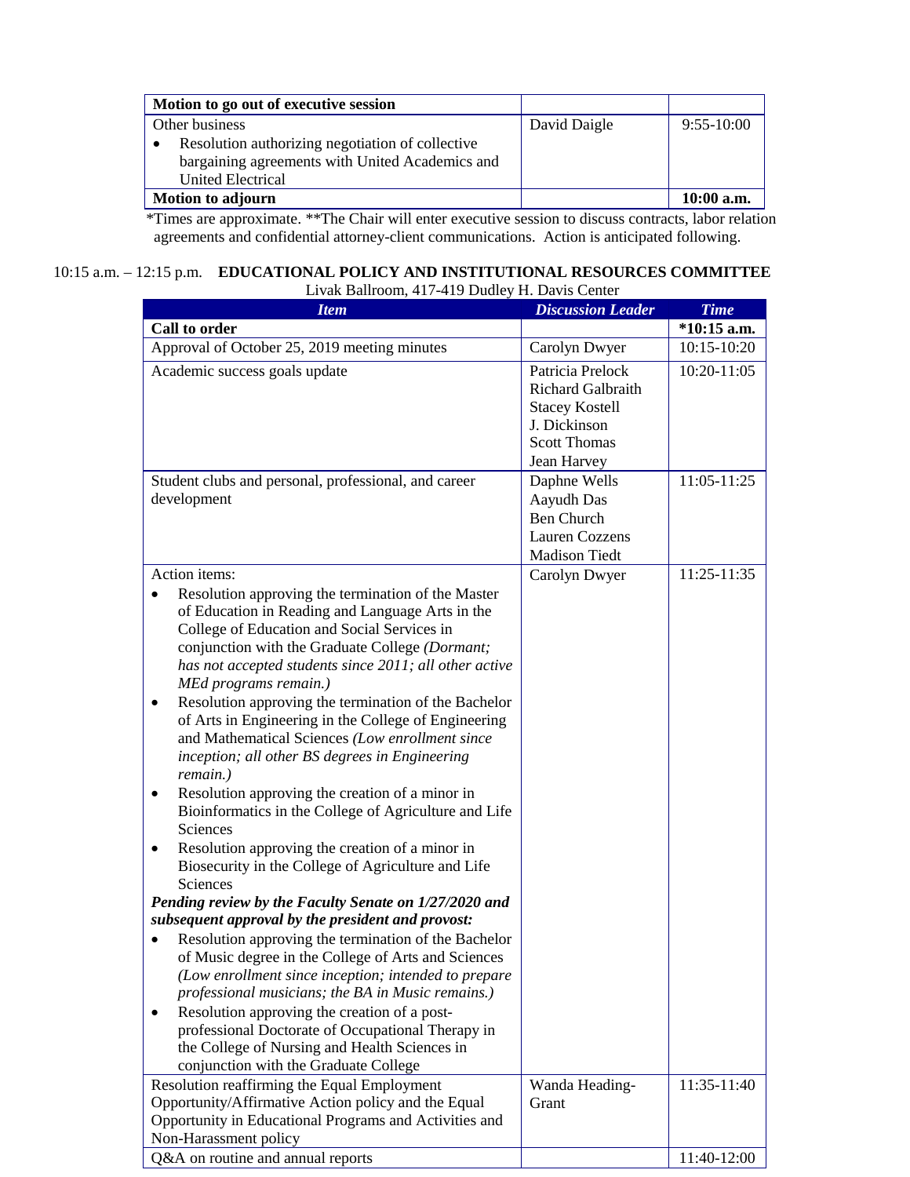| Motion to go out of executive session | | |
|---|---|---|
| Other business<br>• Resolution authorizing negotiation of collective bargaining agreements with United Academics and United Electrical | David Daigle | 9:55-10:00 |
| **Motion to adjourn** | | **10:00 a.m.** |

*Times are approximate. **The Chair will enter executive session to discuss contracts, labor relation agreements and confidential attorney-client communications. Action is anticipated following.

## 10:15 a.m. – 12:15 p.m. EDUCATIONAL POLICY AND INSTITUTIONAL RESOURCES COMMITTEE

Livak Ballroom, 417-419 Dudley H. Davis Center

| *Item* | *Discussion Leader* | *Time* |
|---|---|---|
| **Call to order** | | ***10:15 a.m.** |
| Approval of October 25, 2019 meeting minutes | Carolyn Dwyer | 10:15-10:20 |
| Academic success goals update | Patricia Prelock<br>Richard Galbraith<br>Stacey Kostell<br>J. Dickinson<br>Scott Thomas<br>Jean Harvey | 10:20-11:05 |
| Student clubs and personal, professional, and career development | Daphne Wells<br>Aayudh Das<br>Ben Church<br>Lauren Cozzens<br>Madison Tiedt | 11:05-11:25 |
| Action items:<br>• Resolution approving the termination of the Master of Education in Reading and Language Arts in the College of Education and Social Services in conjunction with the Graduate College *(Dormant; has not accepted students since 2011; all other active MEd programs remain.)*<br>• Resolution approving the termination of the Bachelor of Arts in Engineering in the College of Engineering and Mathematical Sciences *(Low enrollment since inception; all other BS degrees in Engineering remain.)*<br>• Resolution approving the creation of a minor in Bioinformatics in the College of Agriculture and Life Sciences<br>• Resolution approving the creation of a minor in Biosecurity in the College of Agriculture and Life Sciences<br>***Pending review by the Faculty Senate on 1/27/2020 and subsequent approval by the president and provost:***<br>• Resolution approving the termination of the Bachelor of Music degree in the College of Arts and Sciences *(Low enrollment since inception; intended to prepare professional musicians; the BA in Music remains.)*<br>• Resolution approving the creation of a post-professional Doctorate of Occupational Therapy in the College of Nursing and Health Sciences in conjunction with the Graduate College | Carolyn Dwyer | 11:25-11:35 |
| Resolution reaffirming the Equal Employment Opportunity/Affirmative Action policy and the Equal Opportunity in Educational Programs and Activities and Non-Harassment policy | Wanda Heading-Grant | 11:35-11:40 |
| Q&A on routine and annual reports | | 11:40-12:00 |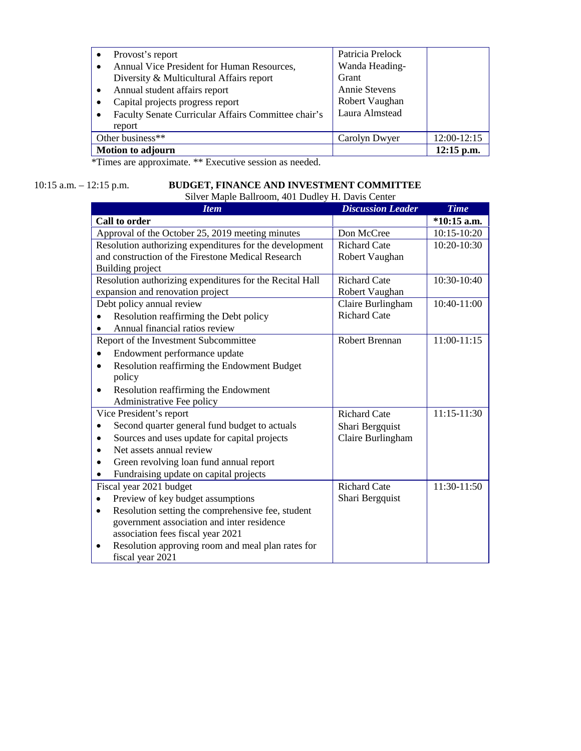| | | |
|---|---|---|
| • Provost's report<br>• Annual Vice President for Human Resources, Diversity & Multicultural Affairs report<br>• Annual student affairs report<br>• Capital projects progress report<br>• Faculty Senate Curricular Affairs Committee chair's report | Patricia Prelock<br>Wanda Heading-Grant<br>Annie Stevens<br>Robert Vaughan<br>Laura Almstead | |
| Other business** | Carolyn Dwyer | 12:00-12:15 |
| **Motion to adjourn** | | **12:15 p.m.** |

*Times are approximate. ** Executive session as needed.

10:15 a.m. – 12:15 p.m.

**BUDGET, FINANCE AND INVESTMENT COMMITTEE**
Silver Maple Ballroom, 401 Dudley H. Davis Center

| *Item* | *Discussion Leader* | *Time* |
|---|---|---|
| **Call to order** | | ***10:15 a.m.** |
| Approval of the October 25, 2019 meeting minutes | Don McCree | 10:15-10:20 |
| Resolution authorizing expenditures for the development and construction of the Firestone Medical Research Building project | Richard Cate<br>Robert Vaughan | 10:20-10:30 |
| Resolution authorizing expenditures for the Recital Hall expansion and renovation project | Richard Cate<br>Robert Vaughan | 10:30-10:40 |
| Debt policy annual review<br>• Resolution reaffirming the Debt policy<br>• Annual financial ratios review | Claire Burlingham<br>Richard Cate | 10:40-11:00 |
| Report of the Investment Subcommittee<br>• Endowment performance update<br>• Resolution reaffirming the Endowment Budget policy<br>• Resolution reaffirming the Endowment Administrative Fee policy | Robert Brennan | 11:00-11:15 |
| Vice President's report<br>• Second quarter general fund budget to actuals<br>• Sources and uses update for capital projects<br>• Net assets annual review<br>• Green revolving loan fund annual report<br>• Fundraising update on capital projects | Richard Cate<br>Shari Bergquist<br>Claire Burlingham | 11:15-11:30 |
| Fiscal year 2021 budget<br>• Preview of key budget assumptions<br>• Resolution setting the comprehensive fee, student government association and inter residence association fees fiscal year 2021<br>• Resolution approving room and meal plan rates for fiscal year 2021 | Richard Cate<br>Shari Bergquist | 11:30-11:50 |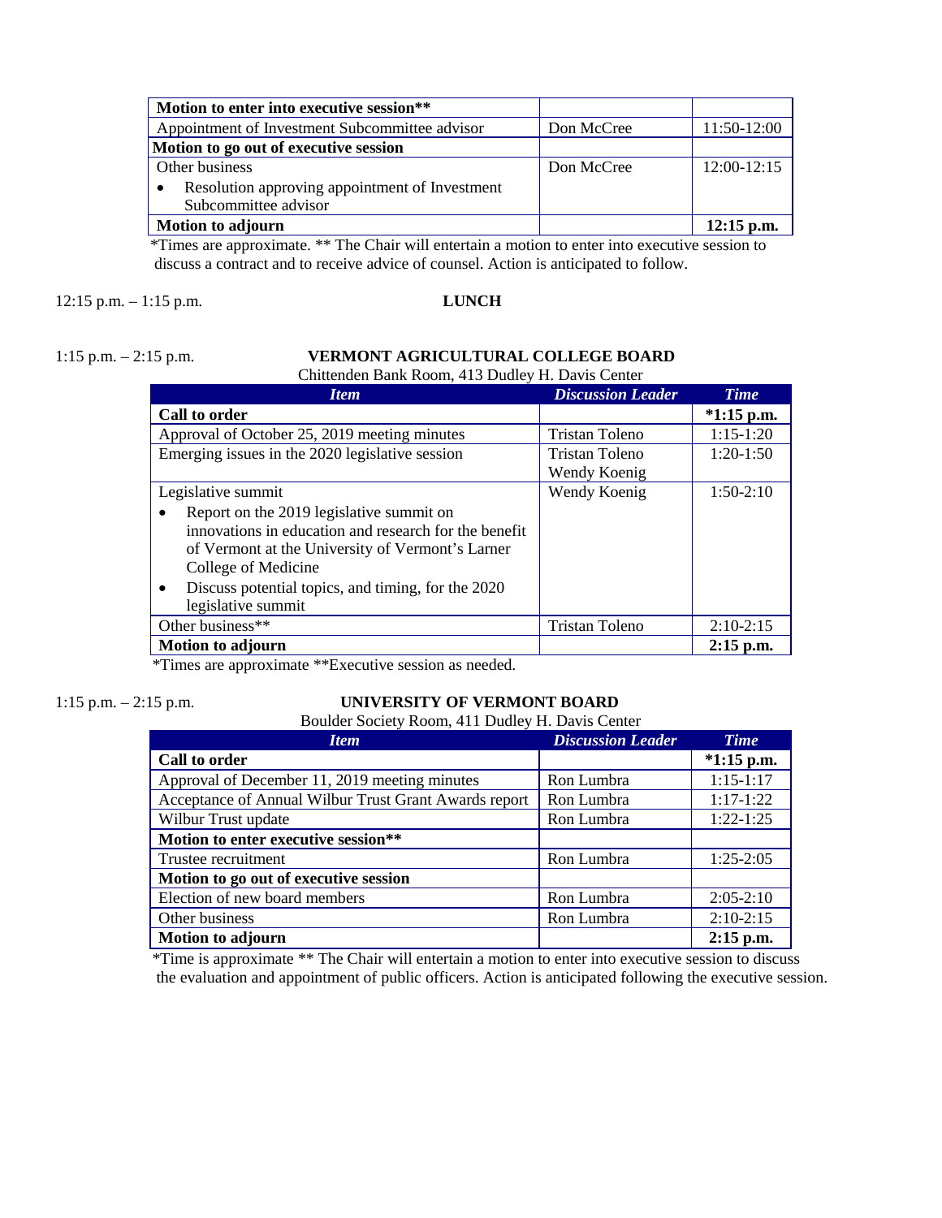| **Motion to enter into executive session**** | | |
|---|---|---|
| Appointment of Investment Subcommittee advisor | Don McCree | 11:50-12:00 |
| **Motion to go out of executive session** | | |
| Other business<br>• Resolution approving appointment of Investment Subcommittee advisor | Don McCree | 12:00-12:15 |
| **Motion to adjourn** | | **12:15 p.m.** |

*Times are approximate. ** The Chair will entertain a motion to enter into executive session to discuss a contract and to receive advice of counsel. Action is anticipated to follow.

12:15 p.m. – 1:15 p.m. **LUNCH**

1:15 p.m. – 2:15 p.m. **VERMONT AGRICULTURAL COLLEGE BOARD**

Chittenden Bank Room, 413 Dudley H. Davis Center

| *Item* | *Discussion Leader* | *Time* |
|---|---|---|
| **Call to order** | | ***1:15 p.m.** |
| Approval of October 25, 2019 meeting minutes | Tristan Toleno | 1:15-1:20 |
| Emerging issues in the 2020 legislative session | Tristan Toleno<br>Wendy Koenig | 1:20-1:50 |
| Legislative summit<br>• Report on the 2019 legislative summit on innovations in education and research for the benefit of Vermont at the University of Vermont's Larner College of Medicine<br>• Discuss potential topics, and timing, for the 2020 legislative summit | Wendy Koenig | 1:50-2:10 |
| Other business** | Tristan Toleno | 2:10-2:15 |
| **Motion to adjourn** | | **2:15 p.m.** |

*Times are approximate **Executive session as needed.

1:15 p.m. – 2:15 p.m. **UNIVERSITY OF VERMONT BOARD**

Boulder Society Room, 411 Dudley H. Davis Center

| *Item* | *Discussion Leader* | *Time* |
|---|---|---|
| **Call to order** | | ***1:15 p.m.** |
| Approval of December 11, 2019 meeting minutes | Ron Lumbra | 1:15-1:17 |
| Acceptance of Annual Wilbur Trust Grant Awards report | Ron Lumbra | 1:17-1:22 |
| Wilbur Trust update | Ron Lumbra | 1:22-1:25 |
| **Motion to enter executive session**** | | |
| Trustee recruitment | Ron Lumbra | 1:25-2:05 |
| **Motion to go out of executive session** | | |
| Election of new board members | Ron Lumbra | 2:05-2:10 |
| Other business | Ron Lumbra | 2:10-2:15 |
| **Motion to adjourn** | | **2:15 p.m.** |

*Time is approximate ** The Chair will entertain a motion to enter into executive session to discuss the evaluation and appointment of public officers. Action is anticipated following the executive session.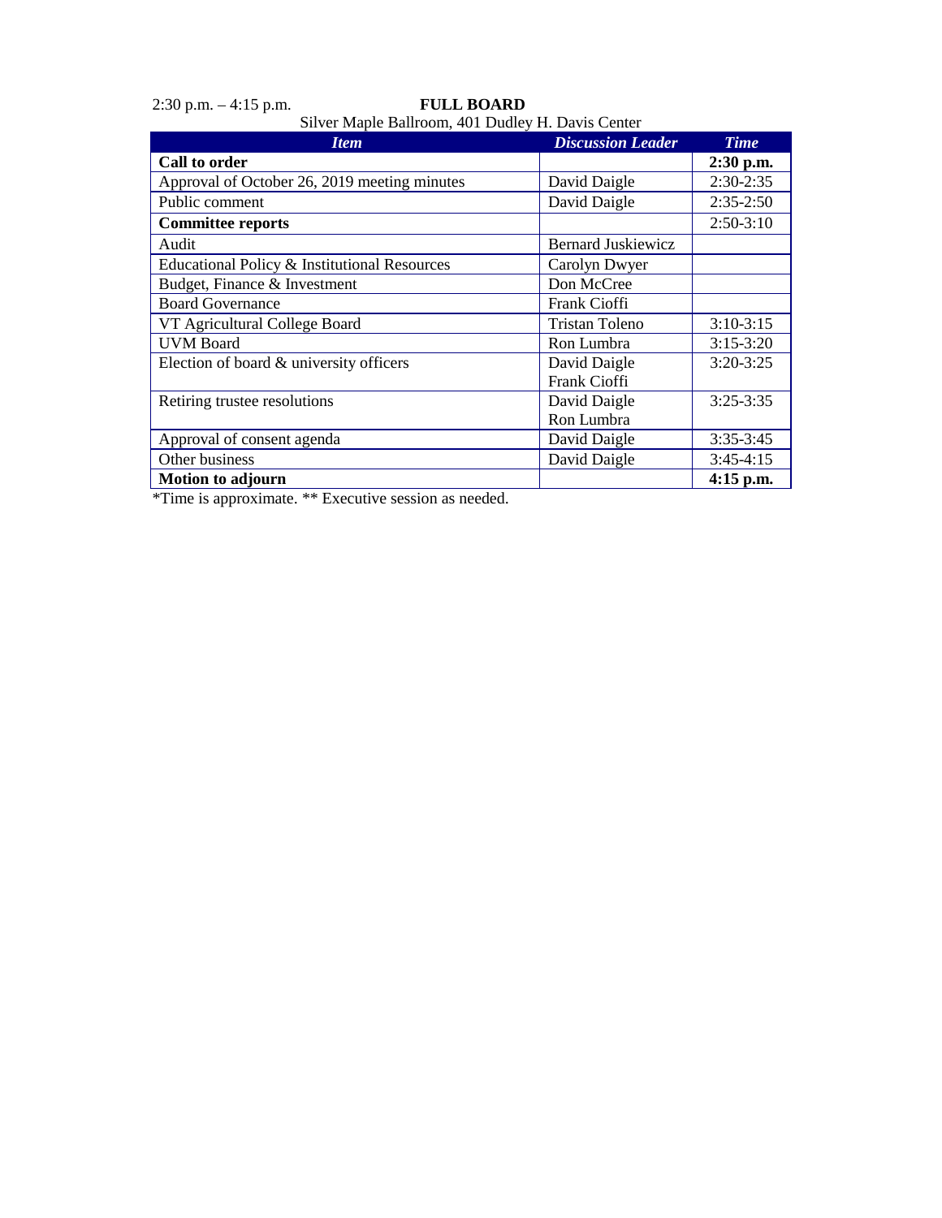2:30 p.m. – 4:15 p.m.

**FULL BOARD**

Silver Maple Ballroom, 401 Dudley H. Davis Center

| *Item* | *Discussion Leader* | *Time* |
|---|---|---|
| **Call to order** | | **2:30 p.m.** |
| Approval of October 26, 2019 meeting minutes | David Daigle | 2:30-2:35 |
| Public comment | David Daigle | 2:35-2:50 |
| **Committee reports** | | 2:50-3:10 |
| Audit | Bernard Juskiewicz | |
| Educational Policy & Institutional Resources | Carolyn Dwyer | |
| Budget, Finance & Investment | Don McCree | |
| Board Governance | Frank Cioffi | |
| VT Agricultural College Board | Tristan Toleno | 3:10-3:15 |
| UVM Board | Ron Lumbra | 3:15-3:20 |
| Election of board & university officers | David Daigle<br>Frank Cioffi | 3:20-3:25 |
| Retiring trustee resolutions | David Daigle<br>Ron Lumbra | 3:25-3:35 |
| Approval of consent agenda | David Daigle | 3:35-3:45 |
| Other business | David Daigle | 3:45-4:15 |
| **Motion to adjourn** | | **4:15 p.m.** |

*Time is approximate. ** Executive session as needed.